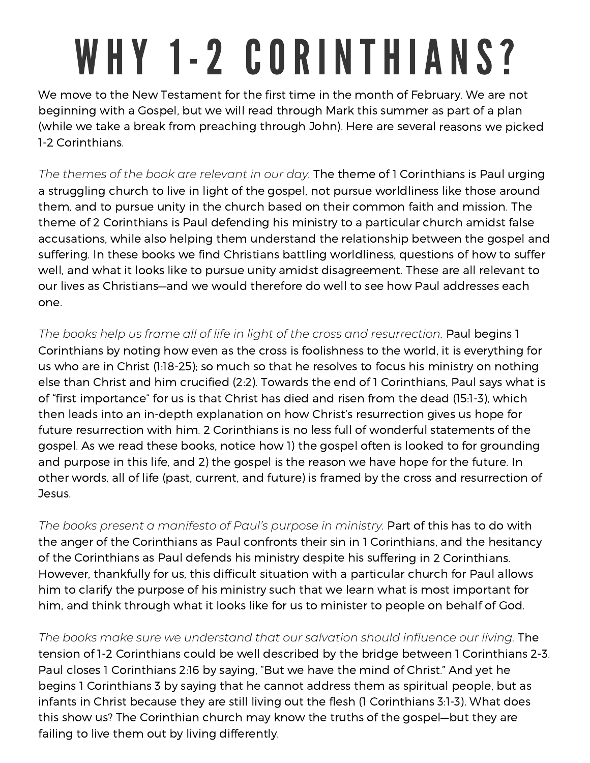# WHY 1-2 CORINTHIANS?

We move to the New Testament for the first time in the month of February. We are not beginning with a Gospel, but we will read through Mark this summer as part of a plan (while we take a break from preaching through John). Here are several reasons we picked 1-2 Corinthians.

*The themes of the book are relevant in our day.* The theme of 1 Corinthians is Paul urging a struggling church to live in light of the gospel, not pursue worldliness like those around them, and to pursue unity in the church based on their common faith and mission. The theme of 2 Corinthians is Paul defending his ministry to a particular church amidst false accusations, while also helping them understand the relationship between the gospel and suffering. In these books we find Christians battling worldliness, questions of how to suffer well, and what it looks like to pursue unity amidst disagreement. These are all relevant to our lives as Christians—and we would therefore do well to see how Paul addresses each one.

*The books help us frame all of life in light of the cross and resurrection.* Paul begins 1 Corinthians by noting how even as the cross is foolishness to the world, it is everything for us who are in Christ (1:18-25); so much so that he resolves to focus his ministry on nothing else than Christ and him crucified (2:2). Towards the end of 1 Corinthians, Paul says what is of "first importance" for us is that Christ has died and risen from the dead (15:1-3), which then leads into an in-depth explanation on how Christ's resurrection gives us hope for future resurrection with him. 2 Corinthians is no less full of wonderful statements of the gospel. As we read these books, notice how 1) the gospel often is looked to for grounding and purpose in this life, and 2) the gospel is the reason we have hope for the future. In other words, all of life (past, current, and future) is framed by the cross and resurrection of Jesus.

*The books present a manifesto of Paul's purpose in ministry.* Part of this has to do with the anger of the Corinthians as Paul confronts their sin in 1 Corinthians, and the hesitancy of the Corinthians as Paul defends his ministry despite his suffering in 2 Corinthians. However, thankfully for us, this difficult situation with a particular church for Paul allows him to clarify the purpose of his ministry such that we learn what is most important for him, and think through what it looks like for us to minister to people on behalf of God.

*The books make sure we understand that our salvation should influence our living.* The tension of 1-2 Corinthians could be well described by the bridge between 1 Corinthians 2-3. Paul closes 1 Corinthians 2:16 by saying, "But we have the mind of Christ." And yet he begins 1 Corinthians 3 by saying that he cannot address them as spiritual people, but as infants in Christ because they are still living out the flesh (1 Corinthians 3:1-3). What does this show us? The Corinthian church may know the truths of the gospel—but they are failing to live them out by living differently.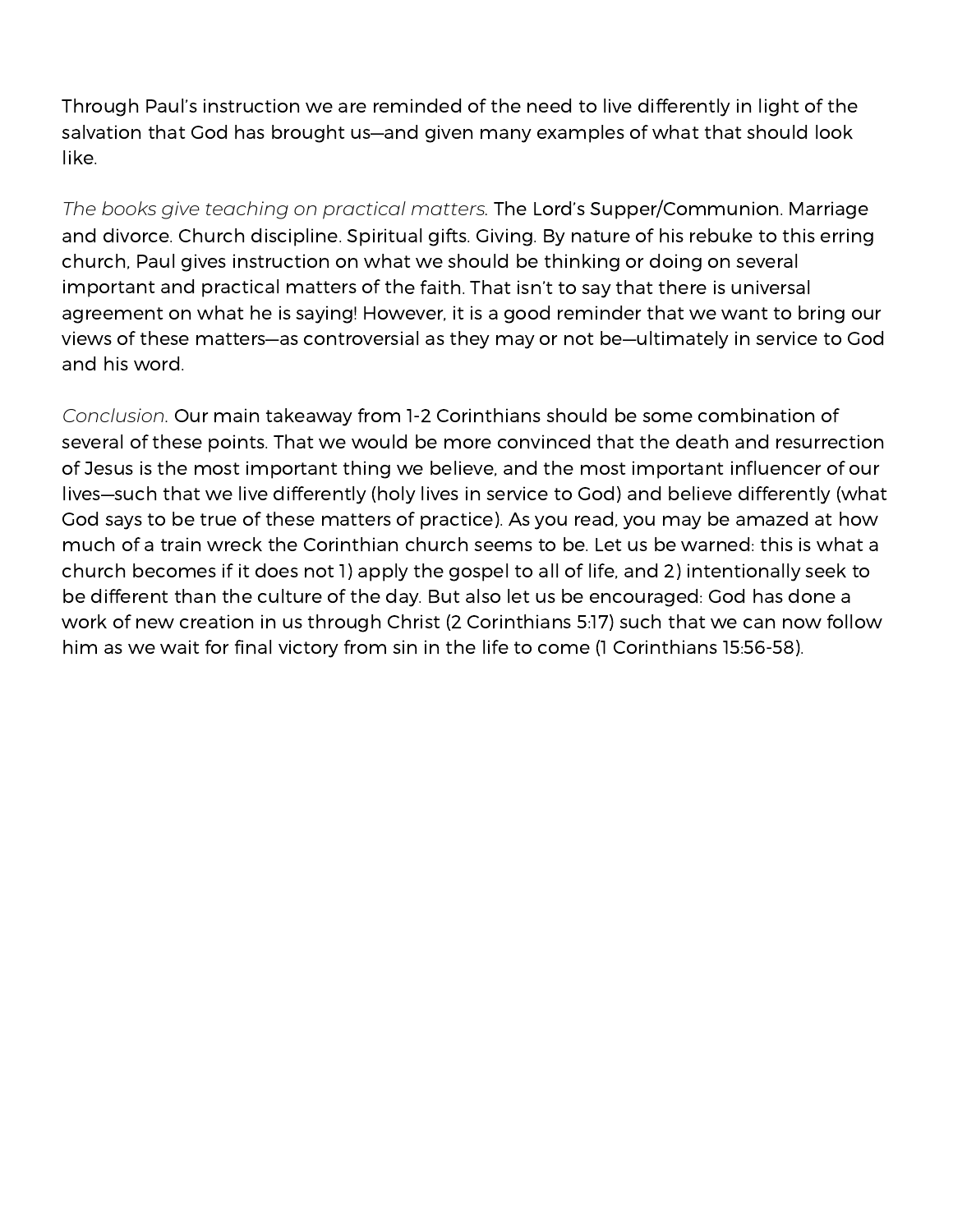Through Paul's instruction we are reminded of the need to live differently in light of the salvation that God has brought us—and given many examples of what that should look like.

*The books give teaching on practical matters.* The Lord's Supper/Communion. Marriage and divorce. Church discipline. Spiritual gifts. Giving. By nature of his rebuke to this erring church, Paul gives instruction on what we should be thinking or doing on several important and practical matters of the faith. That isn't to say that there is universal agreement on what he is saying! However, it is a good reminder that we want to bring our views of these matters—as controversial as they may or not be—ultimately in service to God and his word.

*Conclusion.* Our main takeaway from 1-2 Corinthians should be some combination of several of these points. That we would be more convinced that the death and resurrection of Jesus is the most important thing we believe, and the most important influencer of our lives—such that we live differently (holy lives in service to God) and believe differently (what God says to be true of these matters of practice). As you read, you may be amazed at how much of a train wreck the Corinthian church seems to be. Let us be warned: this is what a church becomes if it does not 1) apply the gospel to all of life, and 2) intentionally seek to be different than the culture of the day. But also let us be encouraged: God has done a work of new creation in us through Christ (2 Corinthians 5:17) such that we can now follow him as we wait for final victory from sin in the life to come (1 Corinthians 15:56-58).